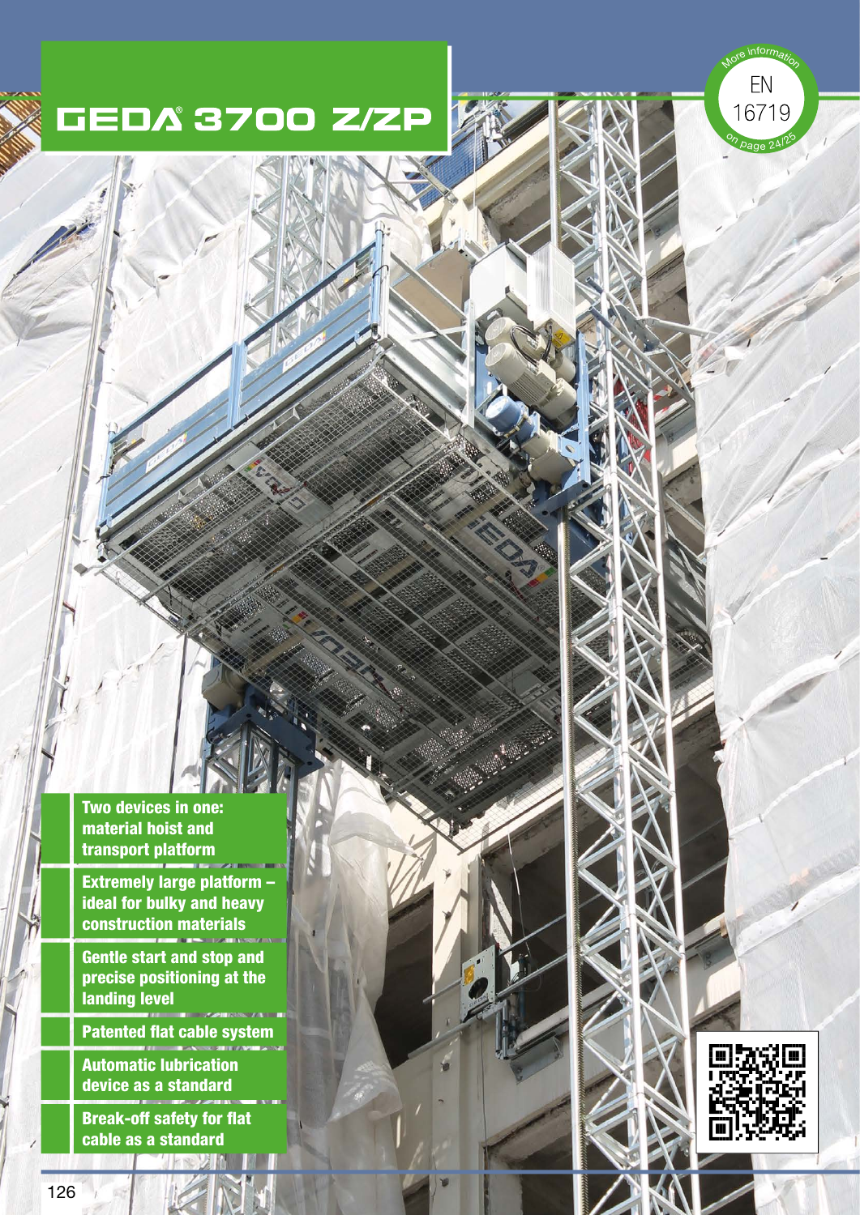# GEDA® 3700 Z/ZP

More information EN 16719 on page 24/25

- **Two devices in one: material hoist and transport platform**
- **Extremely large platform – ideal for bulky and heavy construction materials**
- **Gentle start and stop and precise positioning at the landing level**
- **Patented flat cable system**
- **Automatic lubrication device as a standard**
- **Break-off safety for flat cable as a standard**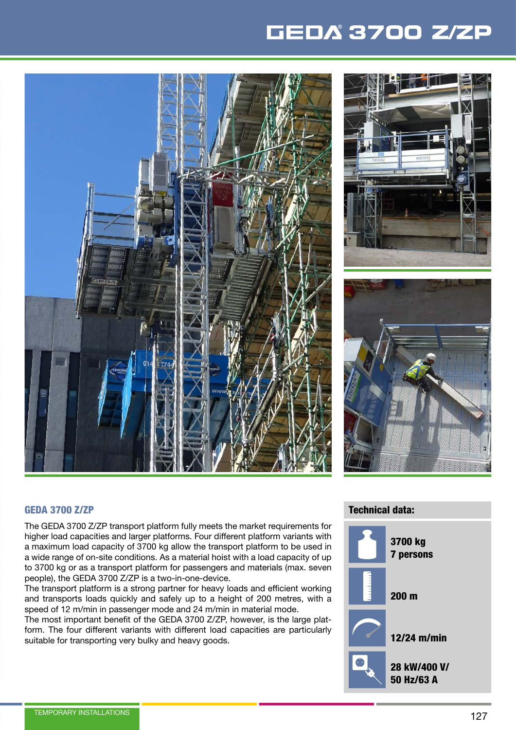# GEDA® 3700 Z/ZP

## GEDA 3700 Z/ZP

The GEDA 3700 Z/ZP transport platform fully meets the market requirements for higher load capacities and larger platforms. Four different platform variants with a maximum load capacity of 3700 kg allow the transport platform to be used in a wide range of on-site conditions. As a material hoist with a load capacity of up to 3700 kg or as a transport platform for passengers and materials (max. seven people), the GEDA 3700 Z/ZP is a two-in-one-device.

The transport platform is a strong partner for heavy loads and efficient working and transports loads quickly and safely up to a height of 200 metres, with a speed of 12 m/min in passenger mode and 24 m/min in material mode.

The most important benefit of the GEDA 3700 Z/ZP, however, is the large platform. The four different variants with different load capacities are particularly suitable for transporting very bulky and heavy goods.

### Technical data:

**3700 kg**
**7 persons**

**200 m**

**12/24 m/min**

**28 kW/400 V/**
**50 Hz/63 A**

TEMPORARY INSTALLATIONS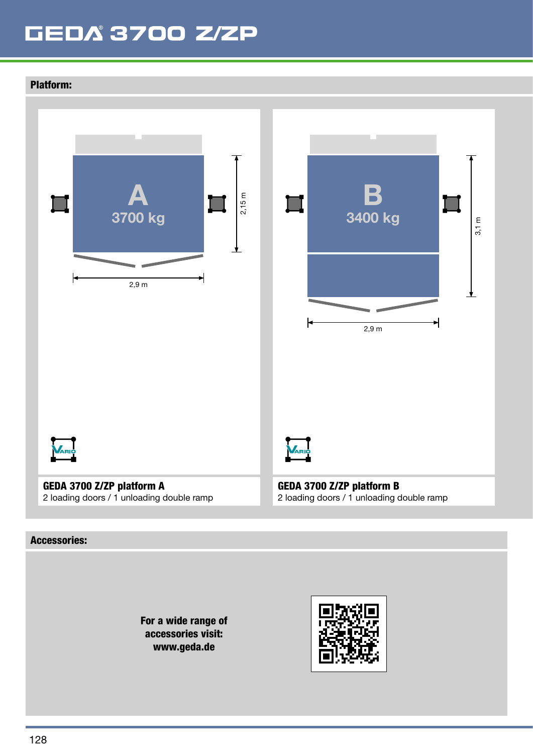# GEDA® 3700 Z/ZP

## Platform:

A
3700 kg

2,15 m

2,9 m

**GEDA 3700 Z/ZP platform A**
2 loading doors / 1 unloading double ramp

B
3400 kg

3,1 m

2,9 m

**GEDA 3700 Z/ZP platform B**
2 loading doors / 1 unloading double ramp

## Accessories:

**For a wide range of accessories visit: www.geda.de**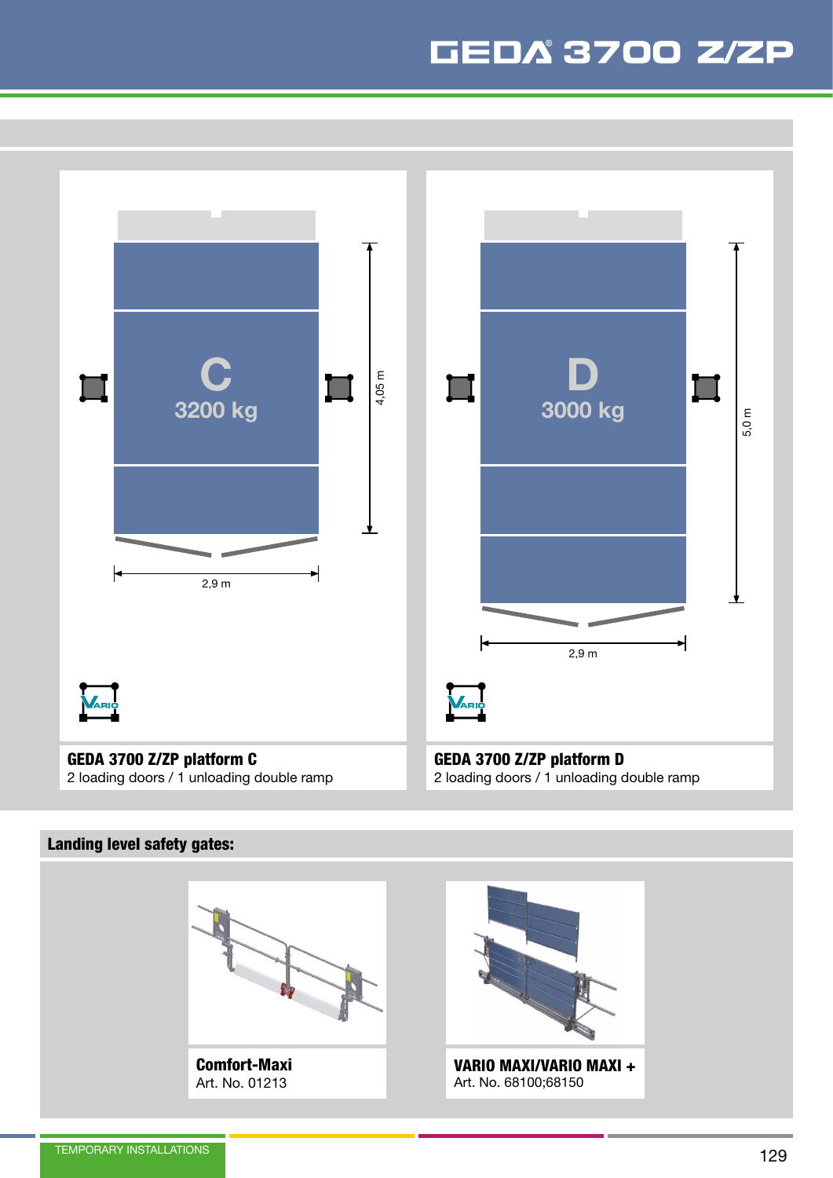# GEDA® 3700 Z/ZP

C
3200 kg

4,05 m

2,9 m

**GEDA 3700 Z/ZP platform C**
2 loading doors / 1 unloading double ramp

D
3000 kg

5,0 m

2,9 m

**GEDA 3700 Z/ZP platform D**
2 loading doors / 1 unloading double ramp

## Landing level safety gates:

**Comfort-Maxi**
Art. No. 01213

**VARIO MAXI/VARIO MAXI +**
Art. No. 68100;68150